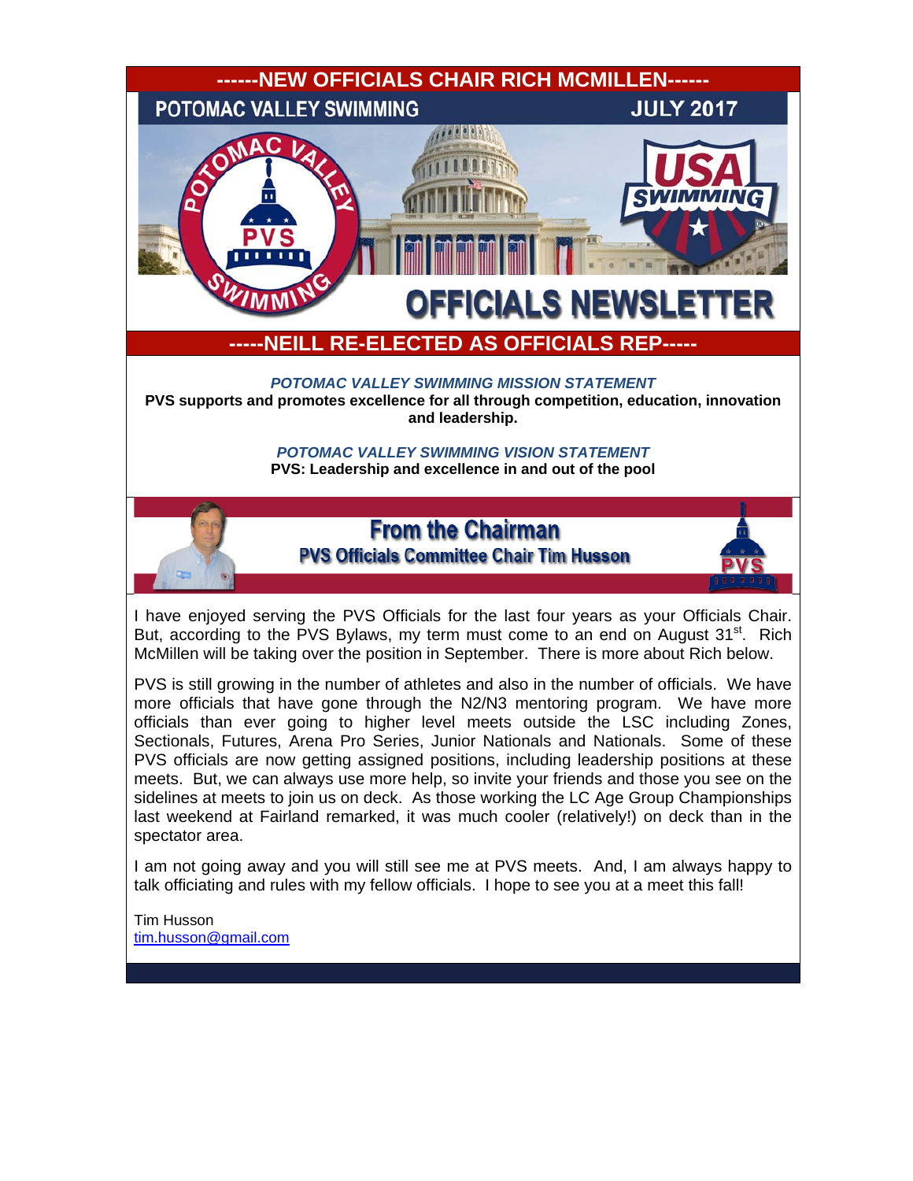------NEW OFFICIALS CHAIR RICH MCMILLEN------

POTOMAC VALLEY SWIMMING — JULY 2017

# OFFICIALS NEWSLETTER

-----NEILL RE-ELECTED AS OFFICIALS REP-----

*POTOMAC VALLEY SWIMMING MISSION STATEMENT*

**PVS supports and promotes excellence for all through competition, education, innovation and leadership.**

*POTOMAC VALLEY SWIMMING VISION STATEMENT*

**PVS: Leadership and excellence in and out of the pool**

## From the Chairman

### PVS Officials Committee Chair Tim Husson

I have enjoyed serving the PVS Officials for the last four years as your Officials Chair. But, according to the PVS Bylaws, my term must come to an end on August 31st. Rich McMillen will be taking over the position in September. There is more about Rich below.

PVS is still growing in the number of athletes and also in the number of officials. We have more officials that have gone through the N2/N3 mentoring program. We have more officials than ever going to higher level meets outside the LSC including Zones, Sectionals, Futures, Arena Pro Series, Junior Nationals and Nationals. Some of these PVS officials are now getting assigned positions, including leadership positions at these meets. But, we can always use more help, so invite your friends and those you see on the sidelines at meets to join us on deck. As those working the LC Age Group Championships last weekend at Fairland remarked, it was much cooler (relatively!) on deck than in the spectator area.

I am not going away and you will still see me at PVS meets. And, I am always happy to talk officiating and rules with my fellow officials. I hope to see you at a meet this fall!

Tim Husson
tim.husson@gmail.com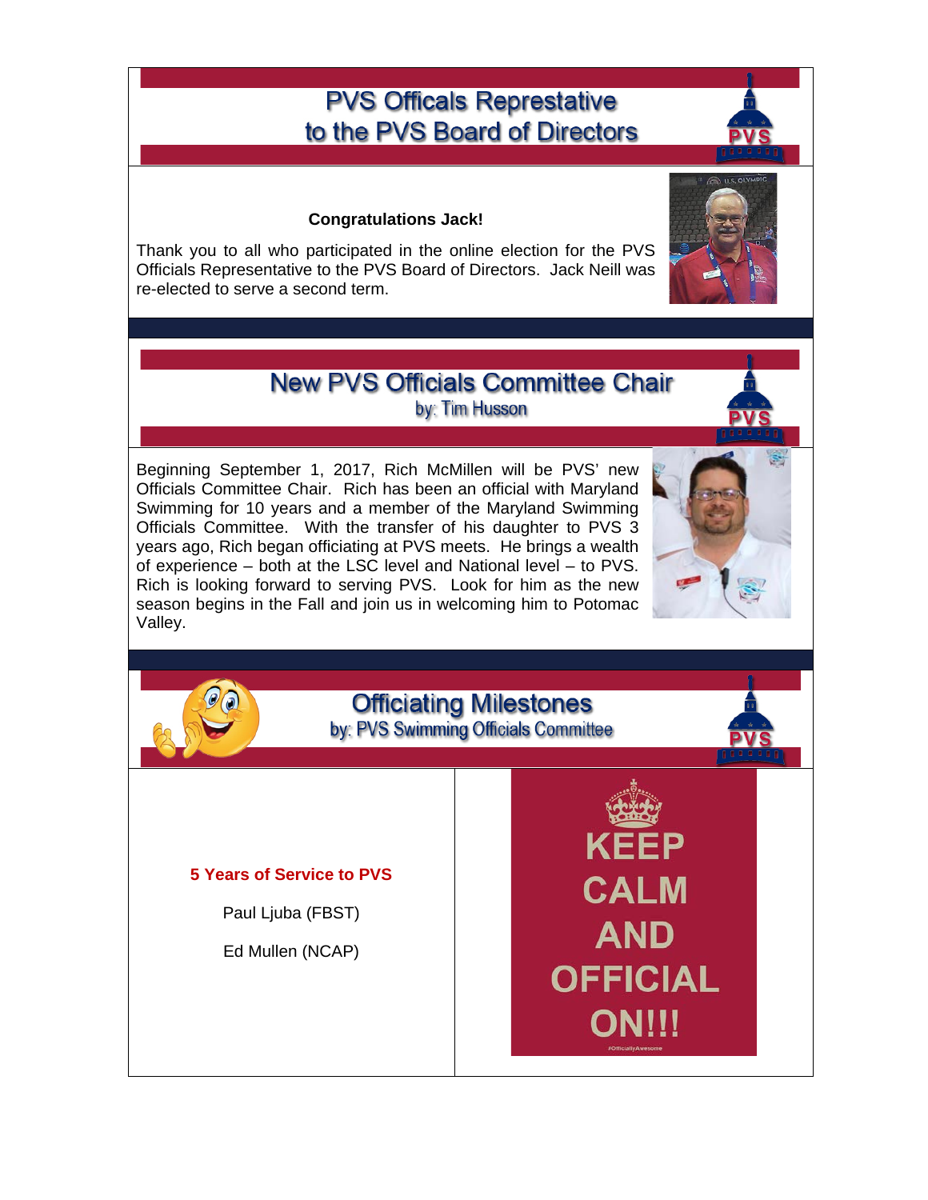# PVS Officals Represtative to the PVS Board of Directors

**Congratulations Jack!**

Thank you to all who participated in the online election for the PVS Officials Representative to the PVS Board of Directors. Jack Neill was re-elected to serve a second term.

# New PVS Officials Committee Chair

by: Tim Husson

Beginning September 1, 2017, Rich McMillen will be PVS' new Officials Committee Chair. Rich has been an official with Maryland Swimming for 10 years and a member of the Maryland Swimming Officials Committee. With the transfer of his daughter to PVS 3 years ago, Rich began officiating at PVS meets. He brings a wealth of experience – both at the LSC level and National level – to PVS. Rich is looking forward to serving PVS. Look for him as the new season begins in the Fall and join us in welcoming him to Potomac Valley.

# Officiating Milestones

by: PVS Swimming Officials Committee

**5 Years of Service to PVS**

Paul Ljuba (FBST)

Ed Mullen (NCAP)

KEEP CALM AND OFFICIAL ON!!!

#OfficiallyAwesome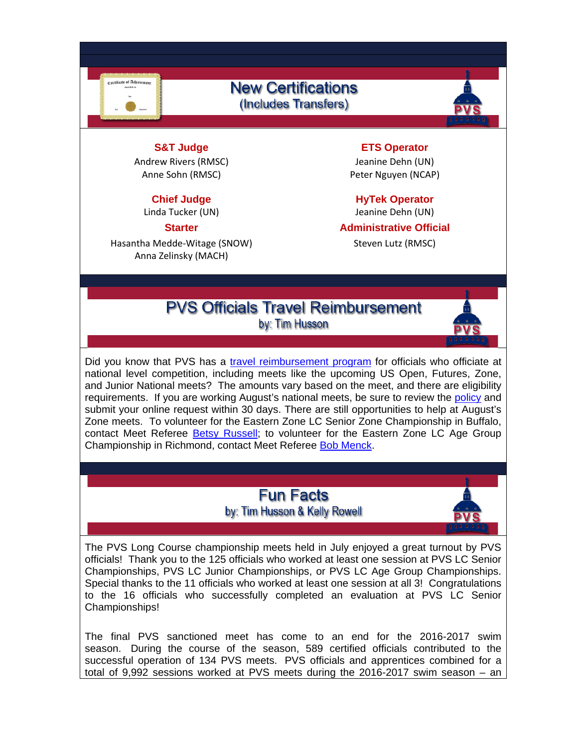## New Certifications
(Includes Transfers)

**S&T Judge**
Andrew Rivers (RMSC)
Anne Sohn (RMSC)

**Chief Judge**
Linda Tucker (UN)

**Starter**
Hasantha Medde-Witage (SNOW)
Anna Zelinsky (MACH)

**ETS Operator**
Jeanine Dehn (UN)
Peter Nguyen (NCAP)

**HyTek Operator**
Jeanine Dehn (UN)

**Administrative Official**
Steven Lutz (RMSC)

## PVS Officials Travel Reimbursement
by: Tim Husson

Did you know that PVS has a travel reimbursement program for officials who officiate at national level competition, including meets like the upcoming US Open, Futures, Zone, and Junior National meets? The amounts vary based on the meet, and there are eligibility requirements. If you are working August's national meets, be sure to review the policy and submit your online request within 30 days. There are still opportunities to help at August's Zone meets. To volunteer for the Eastern Zone LC Senior Zone Championship in Buffalo, contact Meet Referee Betsy Russell; to volunteer for the Eastern Zone LC Age Group Championship in Richmond, contact Meet Referee Bob Menck.

## Fun Facts
by: Tim Husson & Kelly Rowell

The PVS Long Course championship meets held in July enjoyed a great turnout by PVS officials! Thank you to the 125 officials who worked at least one session at PVS LC Senior Championships, PVS LC Junior Championships, or PVS LC Age Group Championships. Special thanks to the 11 officials who worked at least one session at all 3! Congratulations to the 16 officials who successfully completed an evaluation at PVS LC Senior Championships!

The final PVS sanctioned meet has come to an end for the 2016-2017 swim season. During the course of the season, 589 certified officials contributed to the successful operation of 134 PVS meets. PVS officials and apprentices combined for a total of 9,992 sessions worked at PVS meets during the 2016-2017 swim season – an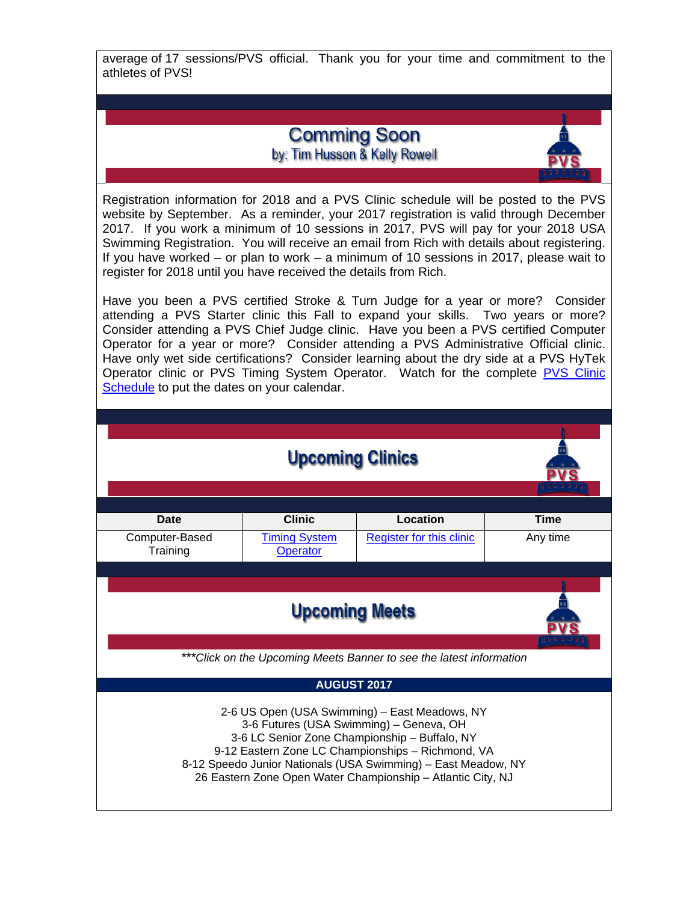average of 17 sessions/PVS official. Thank you for your time and commitment to the athletes of PVS!

## Comming Soon

by: Tim Husson & Kelly Rowell

Registration information for 2018 and a PVS Clinic schedule will be posted to the PVS website by September. As a reminder, your 2017 registration is valid through December 2017. If you work a minimum of 10 sessions in 2017, PVS will pay for your 2018 USA Swimming Registration. You will receive an email from Rich with details about registering. If you have worked – or plan to work – a minimum of 10 sessions in 2017, please wait to register for 2018 until you have received the details from Rich.

Have you been a PVS certified Stroke & Turn Judge for a year or more? Consider attending a PVS Starter clinic this Fall to expand your skills. Two years or more? Consider attending a PVS Chief Judge clinic. Have you been a PVS certified Computer Operator for a year or more? Consider attending a PVS Administrative Official clinic. Have only wet side certifications? Consider learning about the dry side at a PVS HyTek Operator clinic or PVS Timing System Operator. Watch for the complete PVS Clinic Schedule to put the dates on your calendar.

## Upcoming Clinics

| Date | Clinic | Location | Time |
|---|---|---|---|
| Computer-Based Training | Timing System Operator | Register for this clinic | Any time |

## Upcoming Meets

*\*\*\*Click on the Upcoming Meets Banner to see the latest information*

**AUGUST 2017**

2-6 US Open (USA Swimming) – East Meadows, NY
3-6 Futures (USA Swimming) – Geneva, OH
3-6 LC Senior Zone Championship – Buffalo, NY
9-12 Eastern Zone LC Championships – Richmond, VA
8-12 Speedo Junior Nationals (USA Swimming) – East Meadow, NY
26 Eastern Zone Open Water Championship – Atlantic City, NJ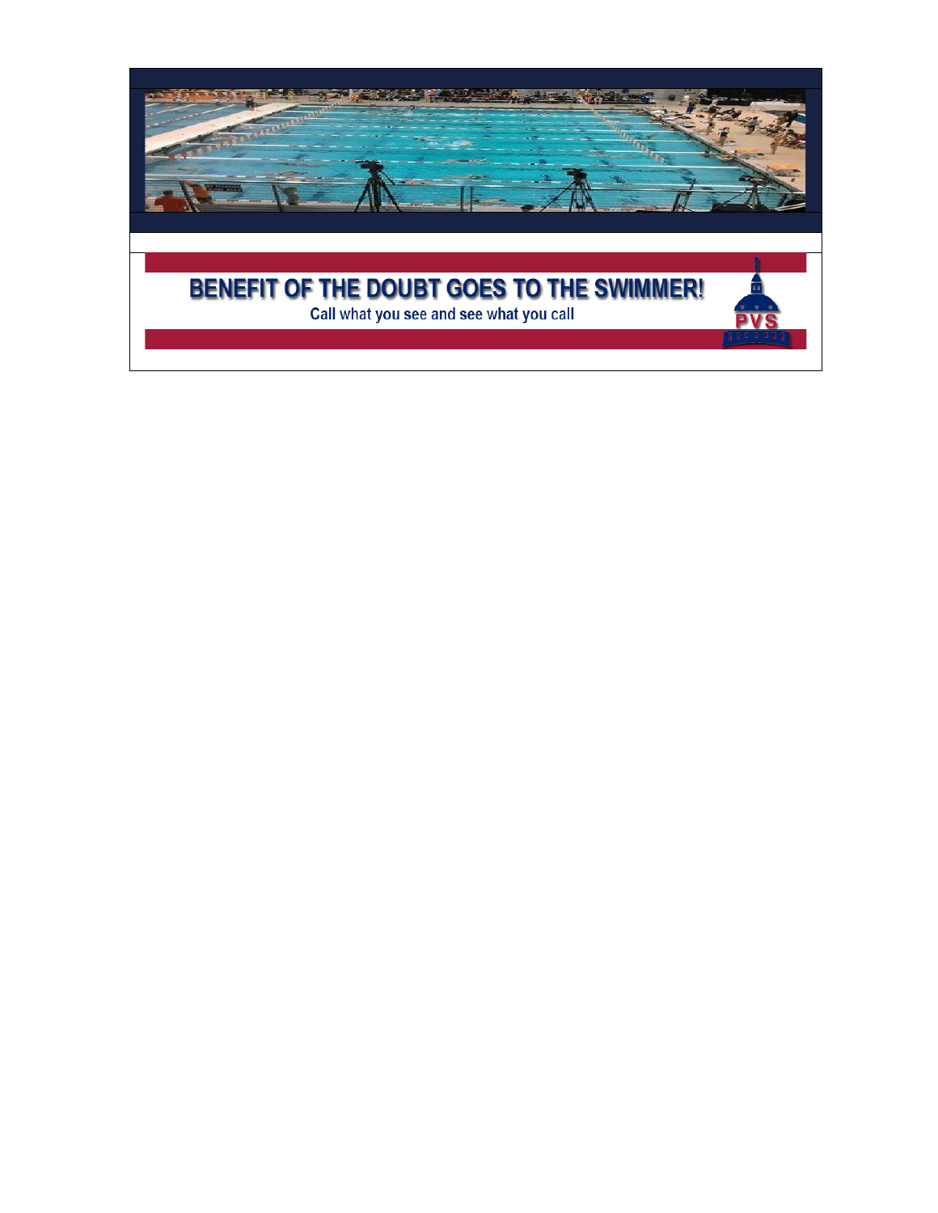**BENEFIT OF THE DOUBT GOES TO THE SWIMMER!**

Call what you see and see what you call

PVS